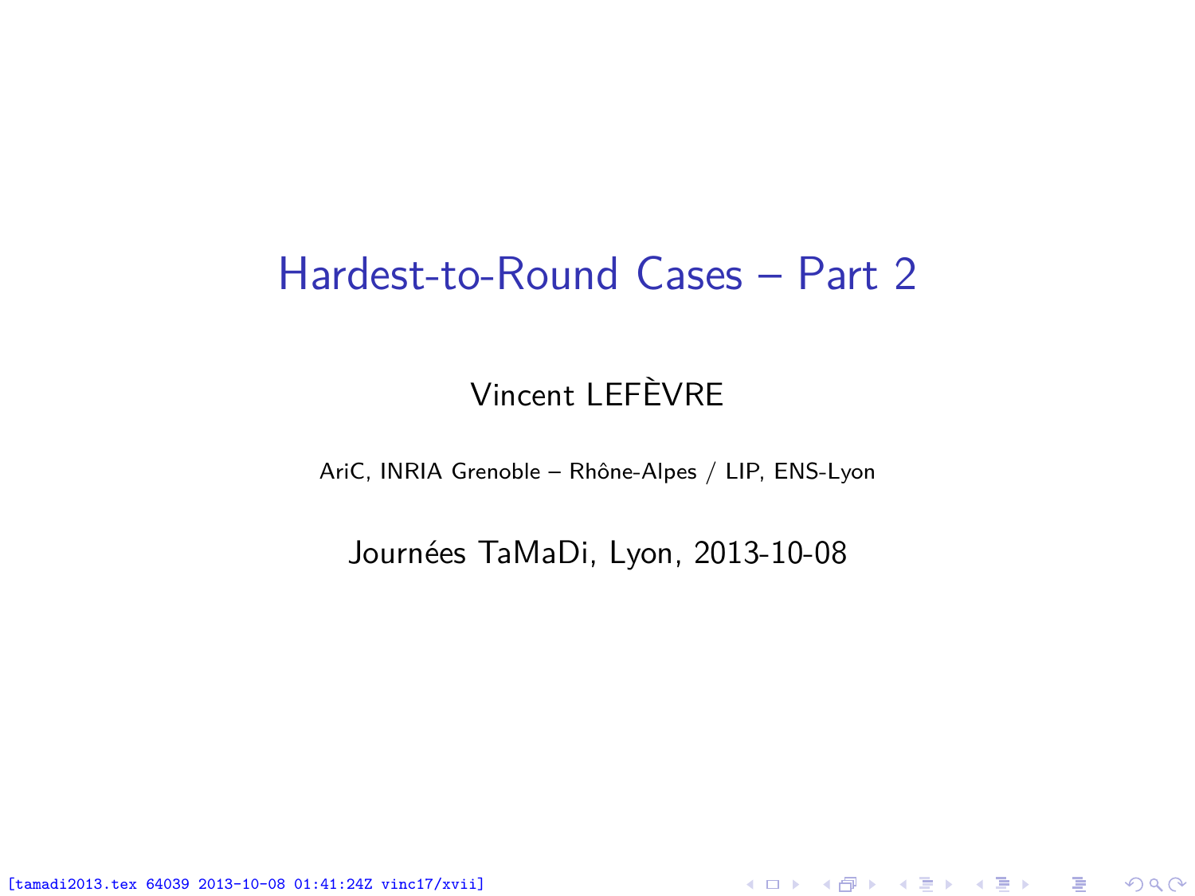# Hardest-to-Round Cases – Part 2

Vincent LEFÈVRE

AriC, INRIA Grenoble – Rhône-Alpes / LIP, ENS-Lyon

Journées TaMaDi, Lyon, 2013-10-08

[tamadi2013.tex 64039 2013-10-08 01:41:24Z vinc17/xvii]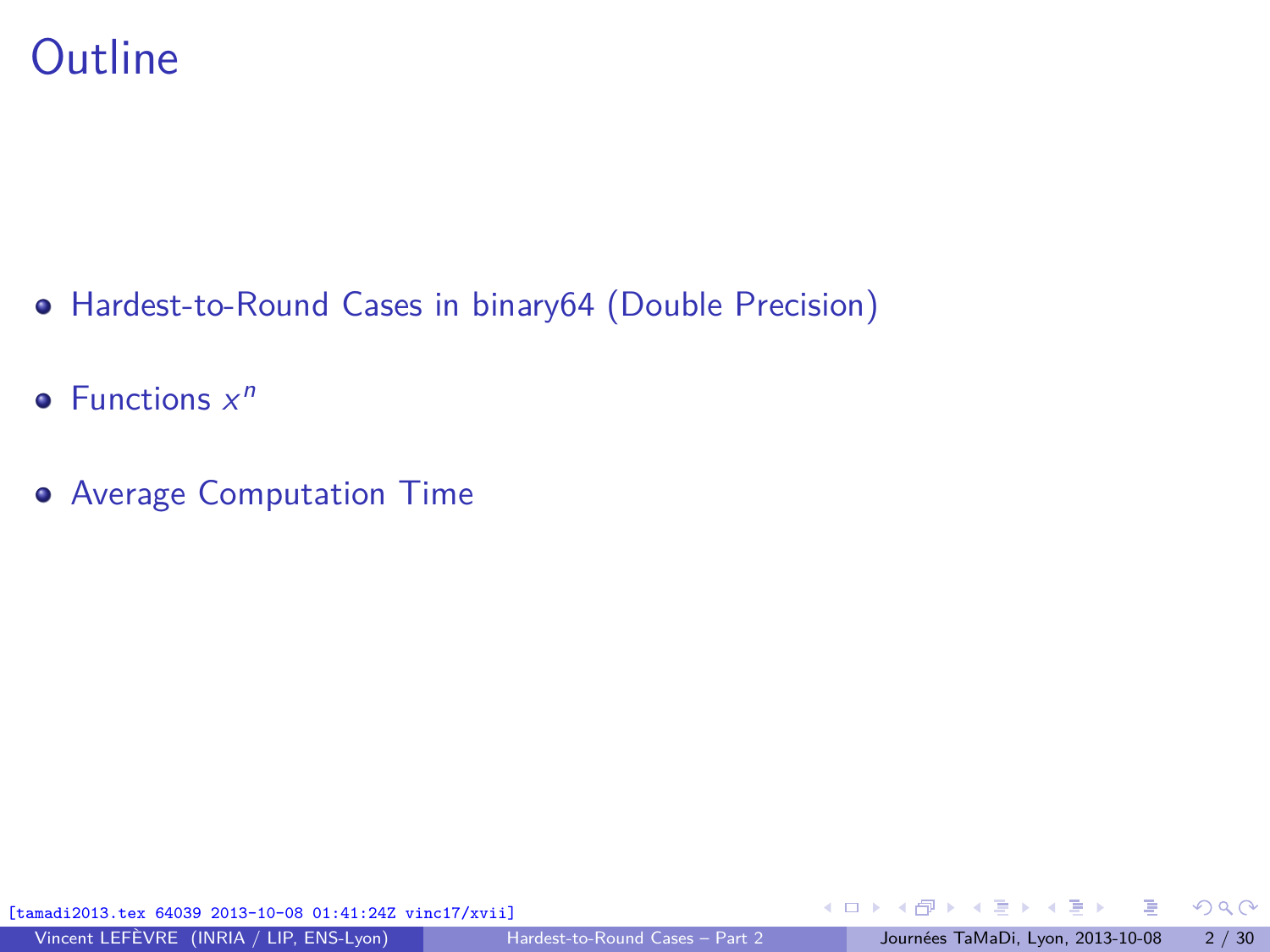# Outline

- Hardest-to-Round Cases in binary64 (Double Precision)
- Functions $x^n$
- Average Computation Time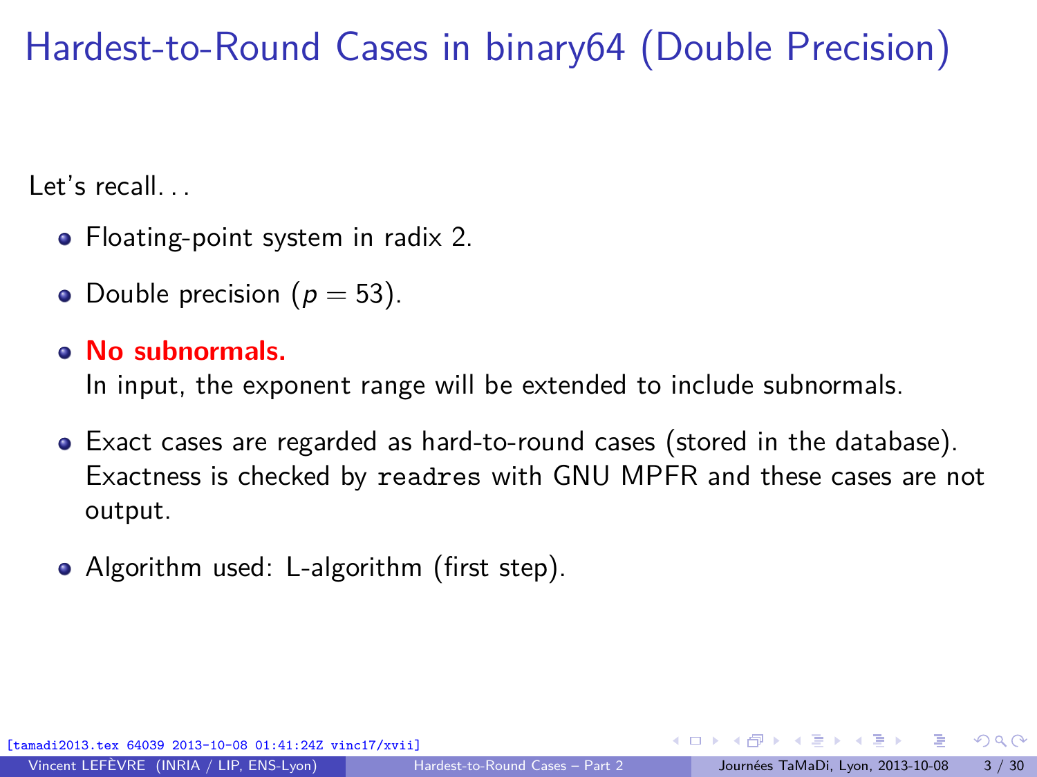# Hardest-to-Round Cases in binary64 (Double Precision)

Let's recall. . .

- Floating-point system in radix 2.
- Double precision ($p = 53$).
- **No subnormals.**
  In input, the exponent range will be extended to include subnormals.
- Exact cases are regarded as hard-to-round cases (stored in the database). Exactness is checked by `readres` with GNU MPFR and these cases are not output.
- Algorithm used: L-algorithm (first step).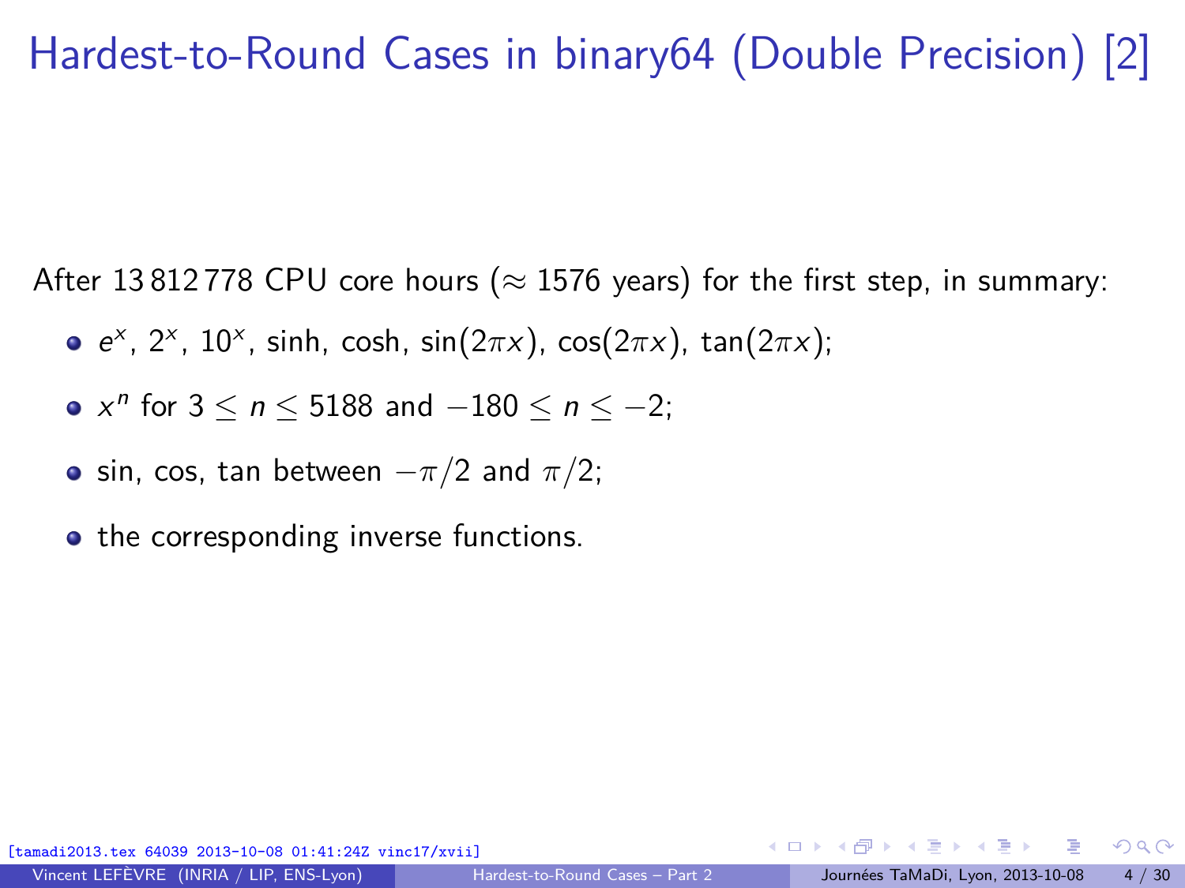# Hardest-to-Round Cases in binary64 (Double Precision) [2]

After 13 812 778 CPU core hours ($\approx$ 1576 years) for the first step, in summary:

- $e^x$, $2^x$, $10^x$, sinh, cosh, $\sin(2\pi x)$, $\cos(2\pi x)$, $\tan(2\pi x)$;
- $x^n$ for $3 \leq n \leq 5188$ and $-180 \leq n \leq -2$;
- sin, cos, tan between $-\pi/2$ and $\pi/2$;
- the corresponding inverse functions.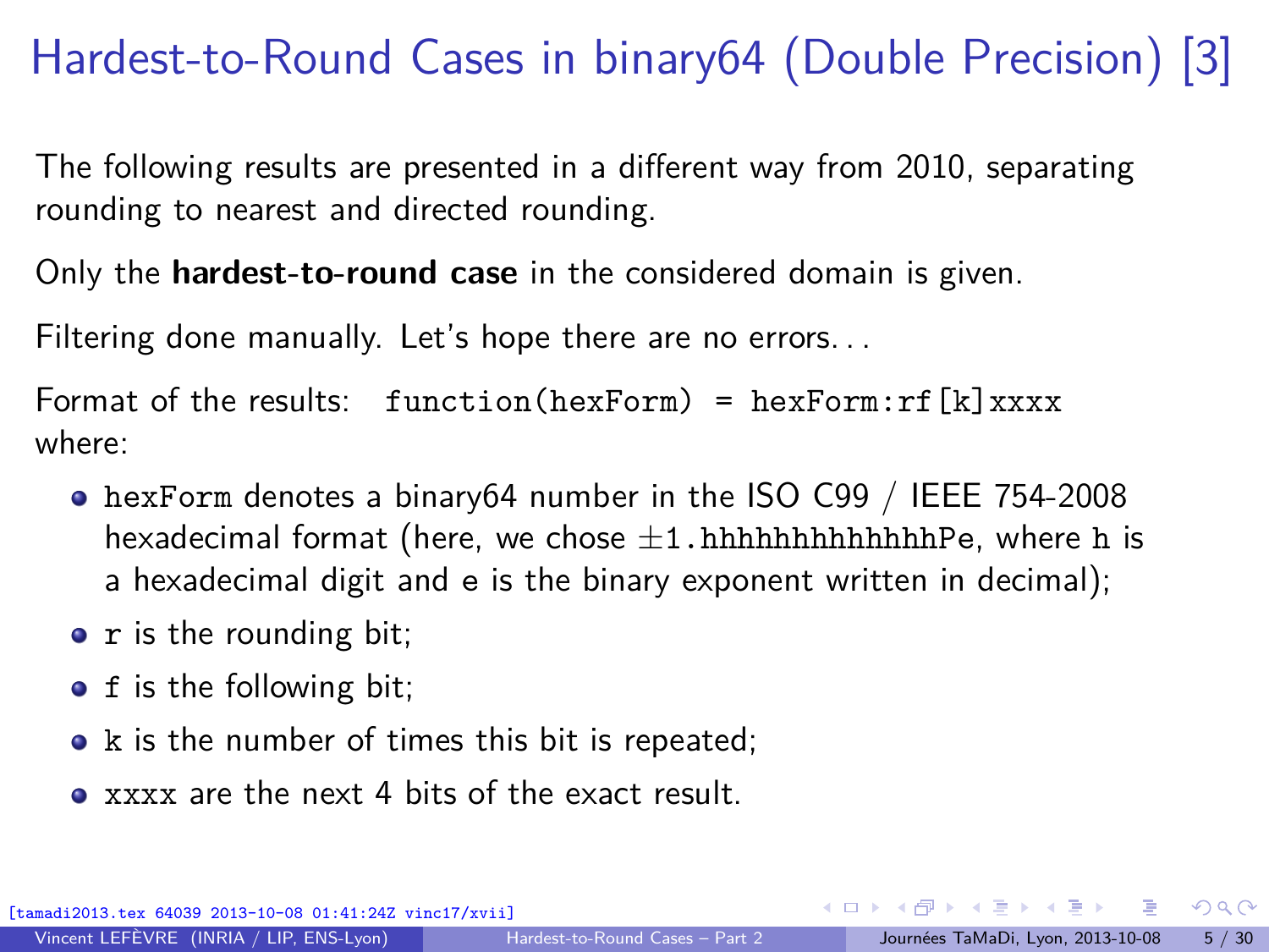# Hardest-to-Round Cases in binary64 (Double Precision) [3]

The following results are presented in a different way from 2010, separating rounding to nearest and directed rounding.

Only the **hardest-to-round case** in the considered domain is given.

Filtering done manually. Let's hope there are no errors...

Format of the results: `function(hexForm) = hexForm:rf[k]xxxx` where:

- `hexForm` denotes a binary64 number in the ISO C99 / IEEE 754-2008 hexadecimal format (here, we chose ±`1.hhhhhhhhhhhhhPe`, where `h` is a hexadecimal digit and `e` is the binary exponent written in decimal);
- `r` is the rounding bit;
- `f` is the following bit;
- `k` is the number of times this bit is repeated;
- `xxxx` are the next 4 bits of the exact result.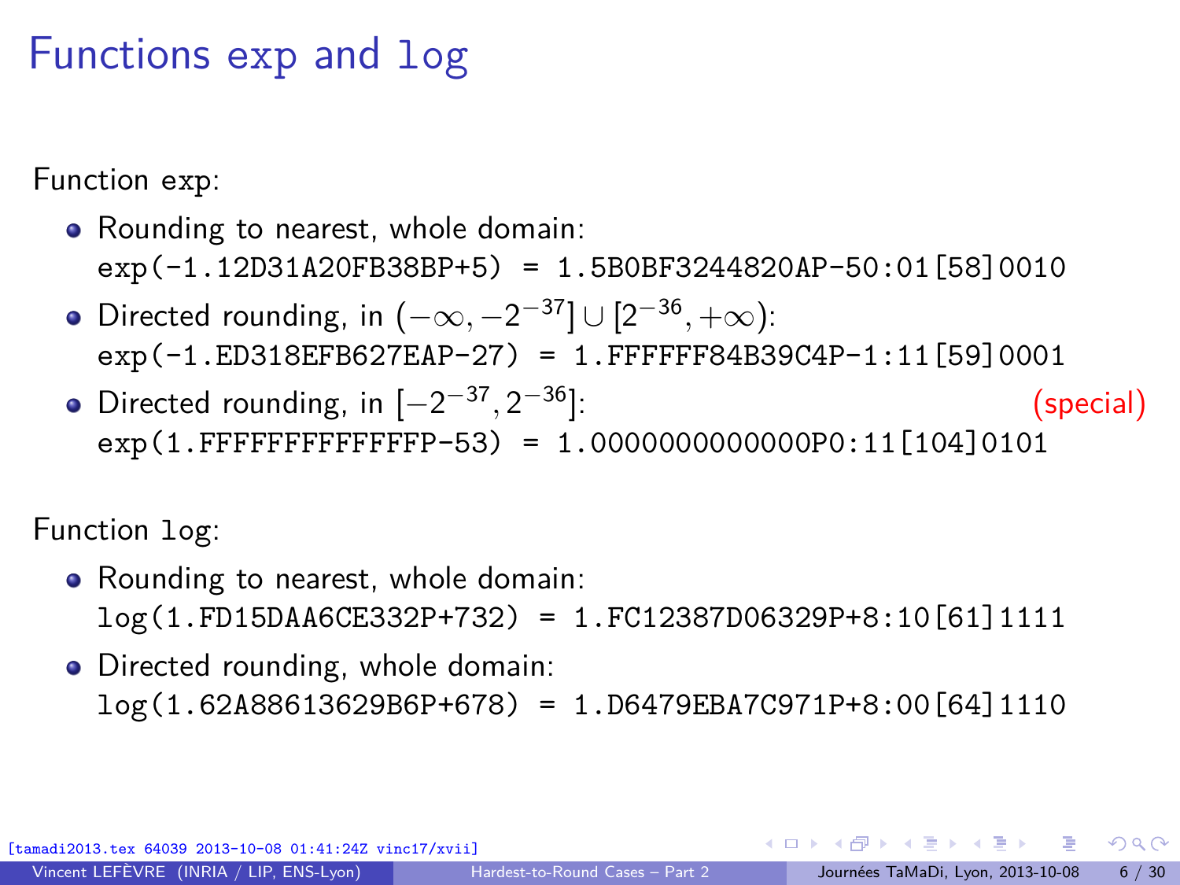# Functions exp and log

Function exp:

- Rounding to nearest, whole domain:
  `exp(-1.12D31A20FB38BP+5) = 1.5B0BF3244820AP-50:01[58]0010`
- Directed rounding, in $(-\infty, -2^{-37}] \cup [2^{-36}, +\infty)$:
  `exp(-1.ED318EFB627EAP-27) = 1.FFFFFF84B39C4P-1:11[59]0001`
- Directed rounding, in $[-2^{-37}, 2^{-36}]$: (special)
  `exp(1.FFFFFFFFFFFFFP-53) = 1.0000000000000P0:11[104]0101`

Function log:

- Rounding to nearest, whole domain:
  `log(1.FD15DAA6CE332P+732) = 1.FC12387D06329P+8:10[61]1111`
- Directed rounding, whole domain:
  `log(1.62A88613629B6P+678) = 1.D6479EBA7C971P+8:00[64]1110`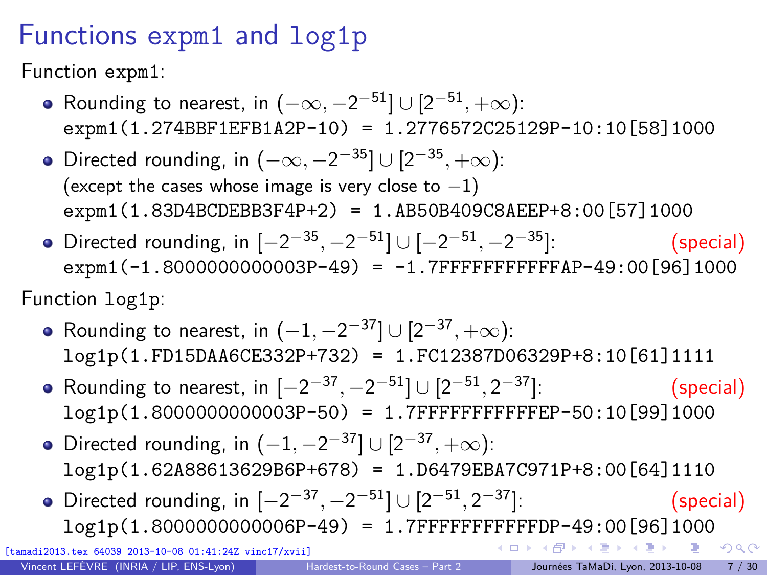# Functions expm1 and log1p

Function `expm1`:

- Rounding to nearest, in $(-\infty, -2^{-51}] \cup [2^{-51}, +\infty)$:
  `expm1(1.274BBF1EFB1A2P-10) = 1.2776572C25129P-10:10[58]1000`
- Directed rounding, in $(-\infty, -2^{-35}] \cup [2^{-35}, +\infty)$:
  (except the cases whose image is very close to $-1$)
  `expm1(1.83D4BCDEBB3F4P+2) = 1.AB50B409C8AEEP+8:00[57]1000`
- Directed rounding, in $[-2^{-35}, -2^{-51}] \cup [-2^{-51}, -2^{-35}]$: (special)
  `expm1(-1.8000000000003P-49) = -1.7FFFFFFFFFFFAP-49:00[96]1000`

Function `log1p`:

- Rounding to nearest, in $(-1, -2^{-37}] \cup [2^{-37}, +\infty)$:
  `log1p(1.FD15DAA6CE332P+732) = 1.FC12387D06329P+8:10[61]1111`
- Rounding to nearest, in $[-2^{-37}, -2^{-51}] \cup [2^{-51}, 2^{-37}]$: (special)
  `log1p(1.8000000000003P-50) = 1.7FFFFFFFFFFFEP-50:10[99]1000`
- Directed rounding, in $(-1, -2^{-37}] \cup [2^{-37}, +\infty)$:
  `log1p(1.62A88613629B6P+678) = 1.D6479EBA7C971P+8:00[64]1110`
- Directed rounding, in $[-2^{-37}, -2^{-51}] \cup [2^{-51}, 2^{-37}]$: (special)
  `log1p(1.8000000000006P-49) = 1.7FFFFFFFFFFFDP-49:00[96]1000`

[tamadi2013.tex 64039 2013-10-08 01:41:24Z vinc17/xvii]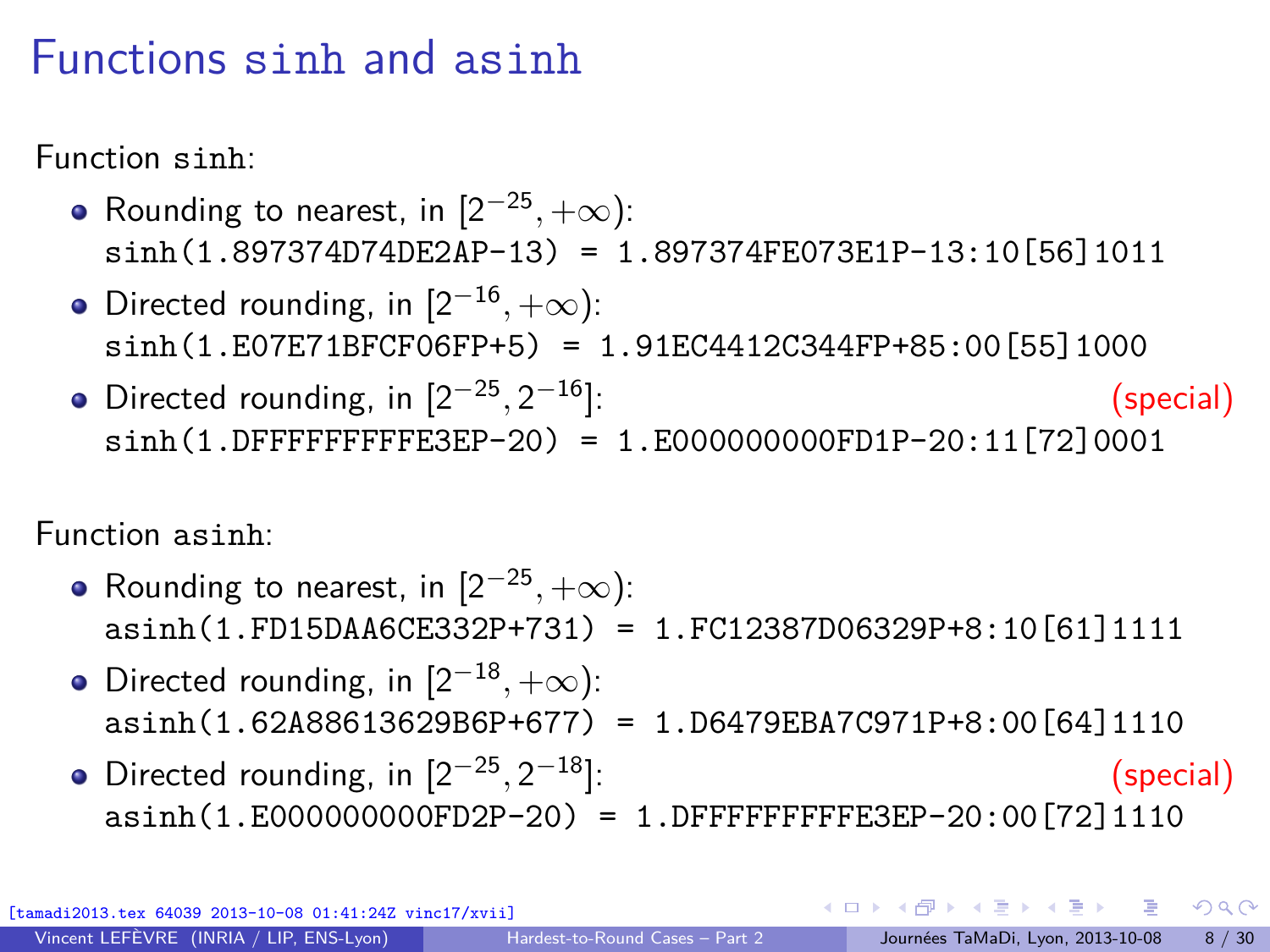# Functions sinh and asinh

Function `sinh`:

- Rounding to nearest, in $[2^{-25}, +\infty)$:
  `sinh(1.897374D74DE2AP-13) = 1.897374FE073E1P-13:10[56]1011`
- Directed rounding, in $[2^{-16}, +\infty)$:
  `sinh(1.E07E71BFCF06FP+5) = 1.91EC4412C344FP+85:00[55]1000`
- Directed rounding, in $[2^{-25}, 2^{-16}]$: (special)
  `sinh(1.DFFFFFFFFFE3EP-20) = 1.E000000000FD1P-20:11[72]0001`

Function `asinh`:

- Rounding to nearest, in $[2^{-25}, +\infty)$:
  `asinh(1.FD15DAA6CE332P+731) = 1.FC12387D06329P+8:10[61]1111`
- Directed rounding, in $[2^{-18}, +\infty)$:
  `asinh(1.62A88613629B6P+677) = 1.D6479EBA7C971P+8:00[64]1110`
- Directed rounding, in $[2^{-25}, 2^{-18}]$: (special)
  `asinh(1.E000000000FD2P-20) = 1.DFFFFFFFFFE3EP-20:00[72]1110`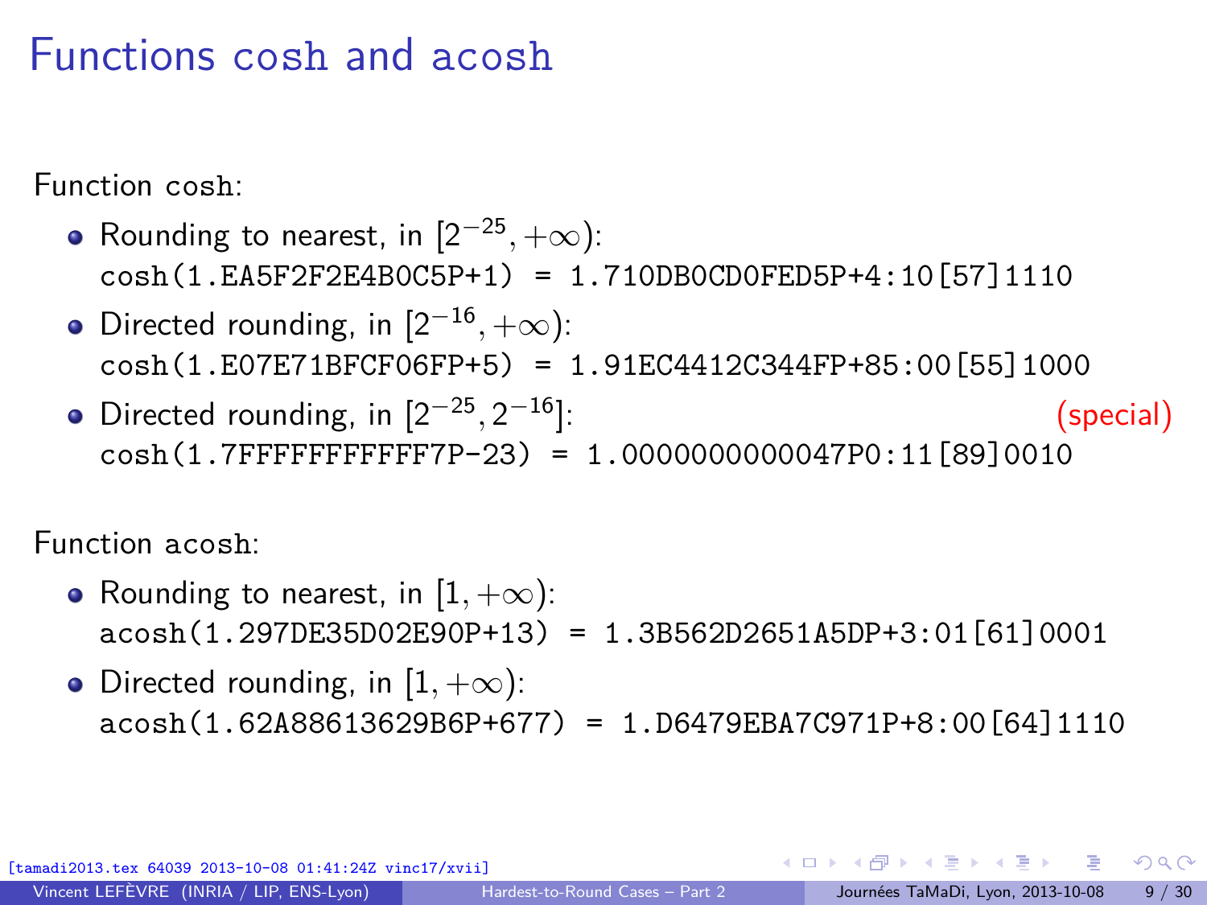# Functions cosh and acosh

Function cosh:

- Rounding to nearest, in $[2^{-25}, +\infty)$:
  `cosh(1.EA5F2F2E4B0C5P+1) = 1.710DB0CD0FED5P+4:10[57]1110`
- Directed rounding, in $[2^{-16}, +\infty)$:
  `cosh(1.E07E71BFCF06FP+5) = 1.91EC4412C344FP+85:00[55]1000`
- Directed rounding, in $[2^{-25}, 2^{-16}]$: (special)
  `cosh(1.7FFFFFFFFFFF7P-23) = 1.0000000000047P0:11[89]0010`

Function acosh:

- Rounding to nearest, in $[1, +\infty)$:
  `acosh(1.297DE35D02E90P+13) = 1.3B562D2651A5DP+3:01[61]0001`
- Directed rounding, in $[1, +\infty)$:
  `acosh(1.62A88613629B6P+677) = 1.D6479EBA7C971P+8:00[64]1110`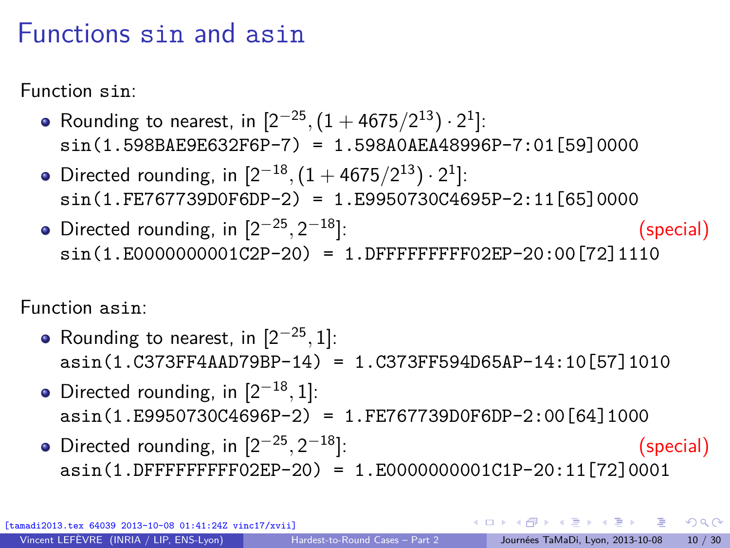# Functions sin and asin

Function sin:

- Rounding to nearest, in $[2^{-25}, (1 + 4675/2^{13}) \cdot 2^1]$:
  sin(1.598BAE9E632F6P-7) = 1.598A0AEA48996P-7:01[59]0000
- Directed rounding, in $[2^{-18}, (1 + 4675/2^{13}) \cdot 2^1]$:
  sin(1.FE767739D0F6DP-2) = 1.E9950730C4695P-2:11[65]0000
- Directed rounding, in $[2^{-25}, 2^{-18}]$: (special)
  sin(1.E0000000001C2P-20) = 1.DFFFFFFFFF02EP-20:00[72]1110

Function asin:

- Rounding to nearest, in $[2^{-25}, 1]$:
  asin(1.C373FF4AAD79BP-14) = 1.C373FF594D65AP-14:10[57]1010
- Directed rounding, in $[2^{-18}, 1]$:
  asin(1.E9950730C4696P-2) = 1.FE767739D0F6DP-2:00[64]1000
- Directed rounding, in $[2^{-25}, 2^{-18}]$: (special)
  asin(1.DFFFFFFFFF02EP-20) = 1.E0000000001C1P-20:11[72]0001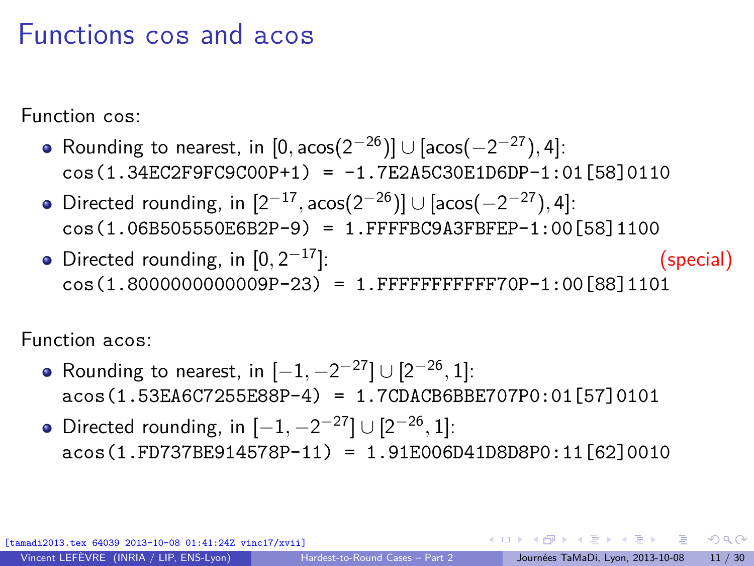# Functions cos and acos

Function cos:

- Rounding to nearest, in $[0, \text{acos}(2^{-26})] \cup [\text{acos}(-2^{-27}), 4]$:
  `cos(1.34EC2F9FC9C00P+1) = -1.7E2A5C30E1D6DP-1:01[58]0110`
- Directed rounding, in $[2^{-17}, \text{acos}(2^{-26})] \cup [\text{acos}(-2^{-27}), 4]$:
  `cos(1.06B505550E6B2P-9) = 1.FFFFBC9A3FBFEP-1:00[58]1100`
- Directed rounding, in $[0, 2^{-17}]$: (special)
  `cos(1.8000000000009P-23) = 1.FFFFFFFFFFF70P-1:00[88]1101`

Function acos:

- Rounding to nearest, in $[-1, -2^{-27}] \cup [2^{-26}, 1]$:
  `acos(1.53EA6C7255E88P-4) = 1.7CDACB6BBE707P0:01[57]0101`
- Directed rounding, in $[-1, -2^{-27}] \cup [2^{-26}, 1]$:
  `acos(1.FD737BE914578P-11) = 1.91E006D41D8D8P0:11[62]0010`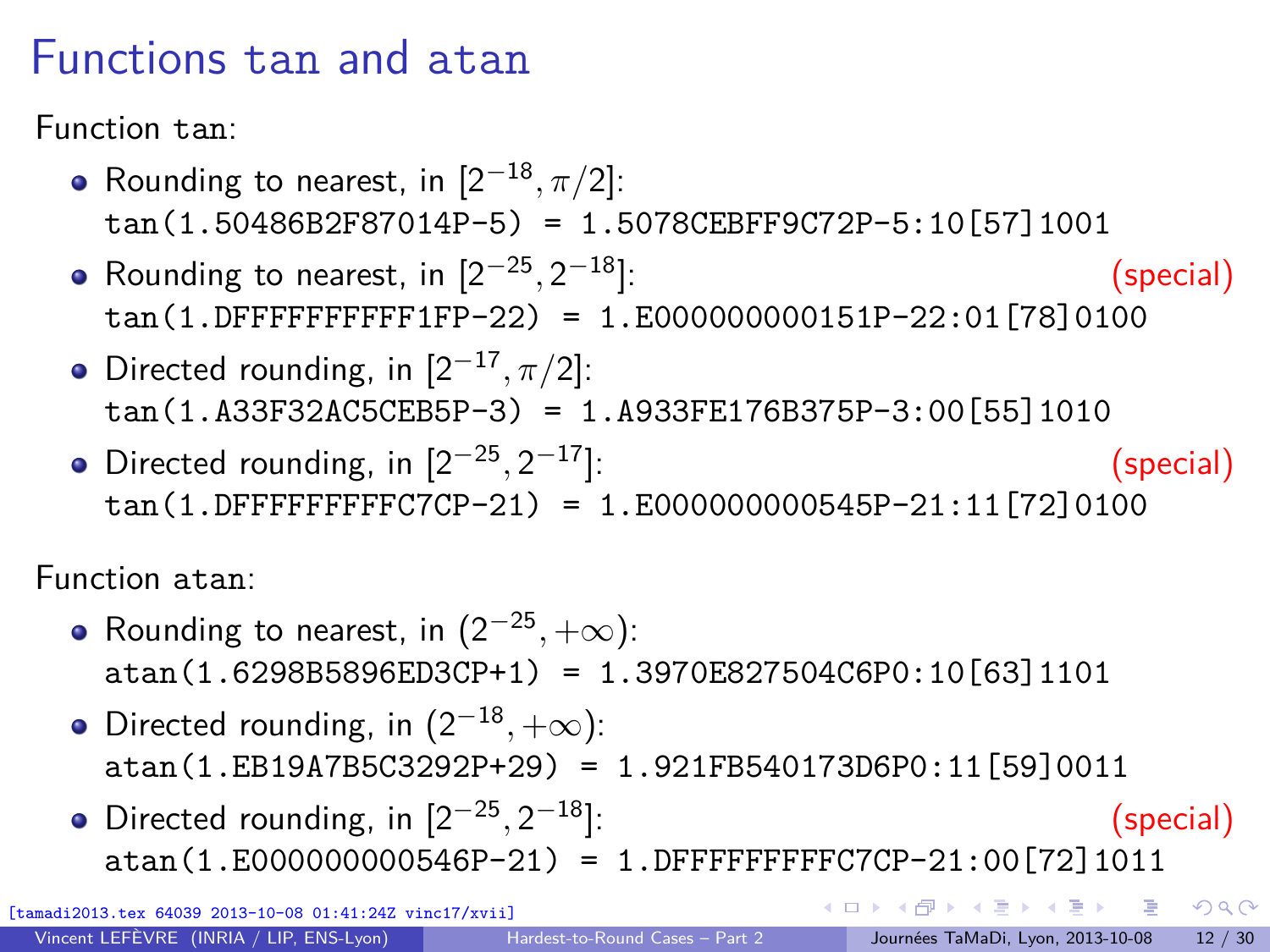# Functions tan and atan

Function tan:

- Rounding to nearest, in $[2^{-18}, \pi/2]$:
  `tan(1.50486B2F87014P-5) = 1.5078CEBFF9C72P-5:10[57]1001`
- Rounding to nearest, in $[2^{-25}, 2^{-18}]$: (special)
  `tan(1.DFFFFFFFFFF1FP-22) = 1.E00000000151P-22:01[78]0100`
- Directed rounding, in $[2^{-17}, \pi/2]$:
  `tan(1.A33F32AC5CEB5P-3) = 1.A933FE176B375P-3:00[55]1010`
- Directed rounding, in $[2^{-25}, 2^{-17}]$: (special)
  `tan(1.DFFFFFFFFFC7CP-21) = 1.E00000000545P-21:11[72]0100`

Function atan:

- Rounding to nearest, in $(2^{-25}, +\infty)$:
  `atan(1.6298B5896ED3CP+1) = 1.3970E827504C6P0:10[63]1101`
- Directed rounding, in $(2^{-18}, +\infty)$:
  `atan(1.EB19A7B5C3292P+29) = 1.921FB540173D6P0:11[59]0011`
- Directed rounding, in $[2^{-25}, 2^{-18}]$: (special)
  `atan(1.E00000000546P-21) = 1.DFFFFFFFFFC7CP-21:00[72]1011`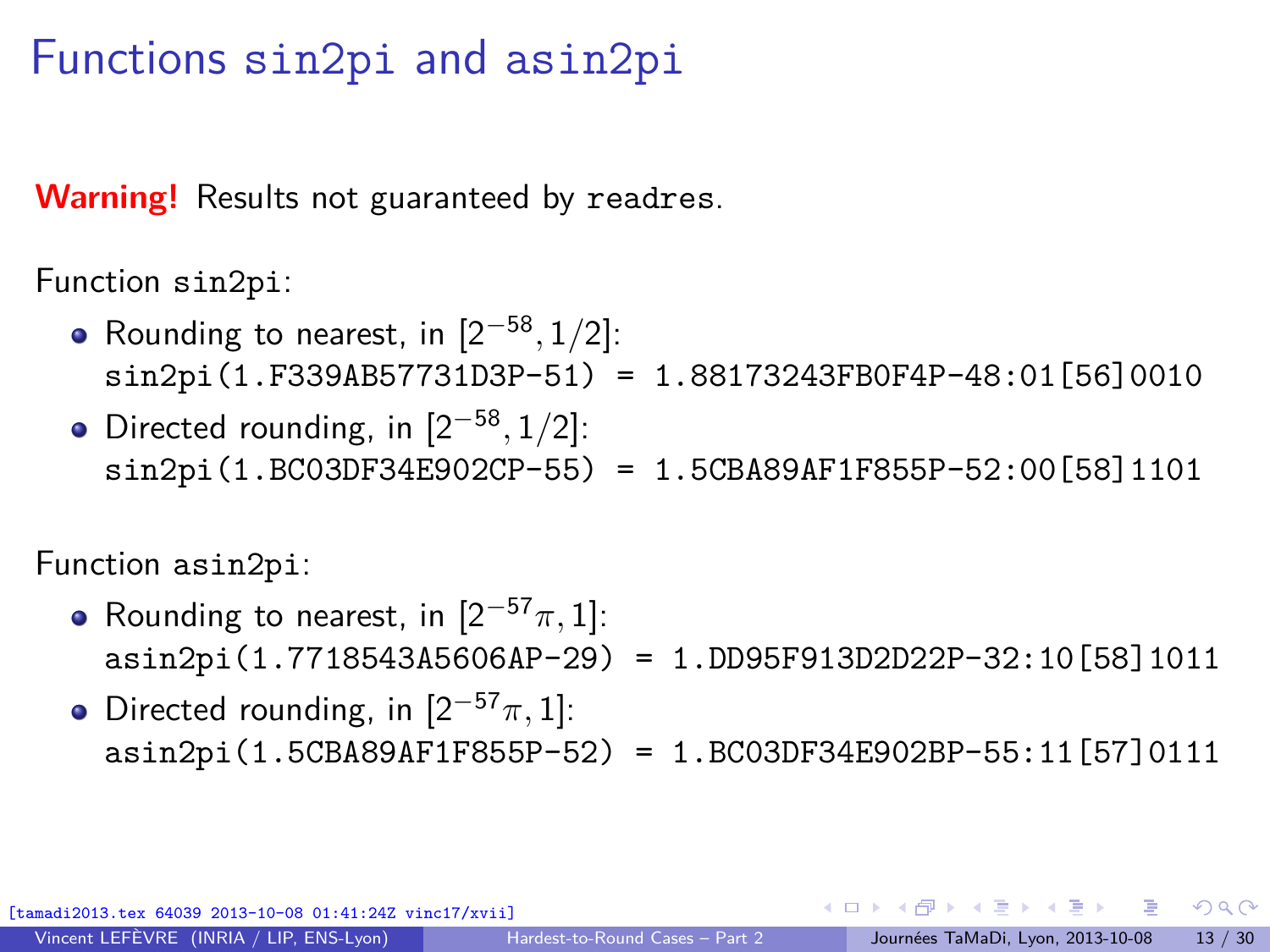# Functions sin2pi and asin2pi

**Warning!** Results not guaranteed by `readres`.

Function `sin2pi`:

- Rounding to nearest, in $[2^{-58}, 1/2]$:
  `sin2pi(1.F339AB57731D3P-51) = 1.88173243FB0F4P-48:01[56]0010`
- Directed rounding, in $[2^{-58}, 1/2]$:
  `sin2pi(1.BC03DF34E902CP-55) = 1.5CBA89AF1F855P-52:00[58]1101`

Function `asin2pi`:

- Rounding to nearest, in $[2^{-57}\pi, 1]$:
  `asin2pi(1.7718543A5606AP-29) = 1.DD95F913D2D22P-32:10[58]1011`
- Directed rounding, in $[2^{-57}\pi, 1]$:
  `asin2pi(1.5CBA89AF1F855P-52) = 1.BC03DF34E902BP-55:11[57]0111`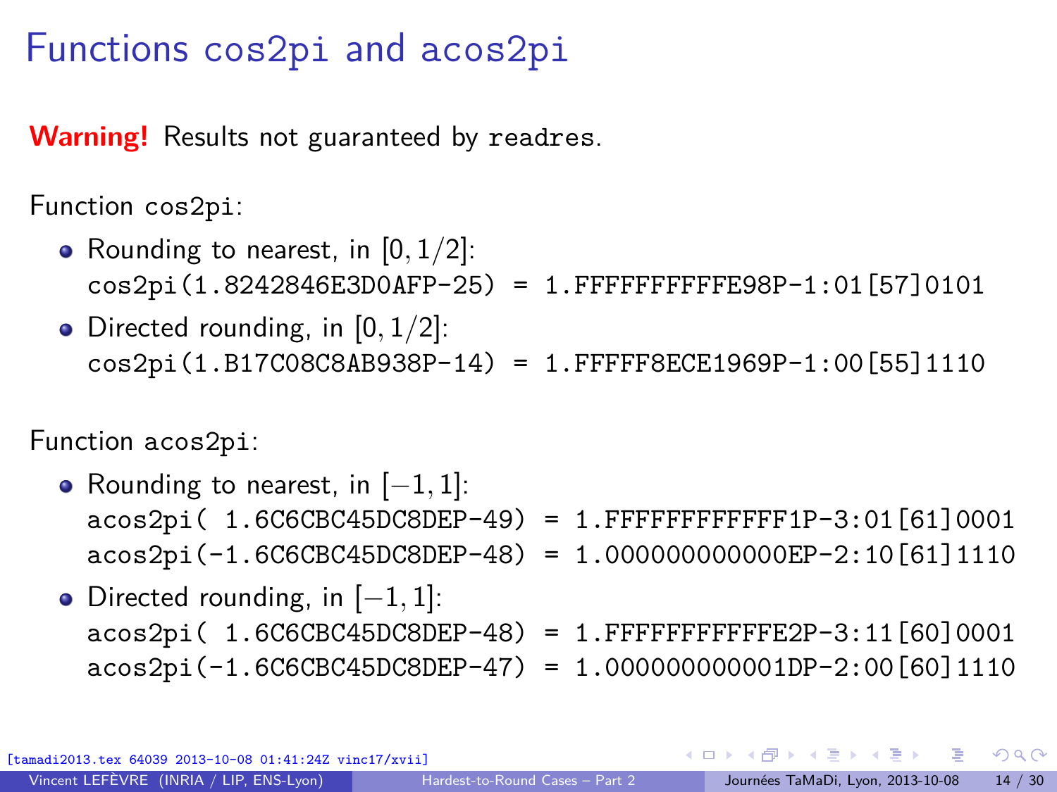# Functions cos2pi and acos2pi

**Warning!** Results not guaranteed by `readres`.

Function `cos2pi`:

- Rounding to nearest, in $[0, 1/2]$:
  `cos2pi(1.8242846E3D0AFP-25) = 1.FFFFFFFFFE98P-1:01[57]0101`
- Directed rounding, in $[0, 1/2]$:
  `cos2pi(1.B17C08C8AB938P-14) = 1.FFFF8ECE1969P-1:00[55]1110`

Function `acos2pi`:

- Rounding to nearest, in $[-1, 1]$:
  `acos2pi( 1.6C6CBC45DC8DEP-49) = 1.FFFFFFFFFFF1P-3:01[61]0001`
  `acos2pi(-1.6C6CBC45DC8DEP-48) = 1.000000000000EP-2:10[61]1110`
- Directed rounding, in $[-1, 1]$:
  `acos2pi( 1.6C6CBC45DC8DEP-48) = 1.FFFFFFFFFFE2P-3:11[60]0001`
  `acos2pi(-1.6C6CBC45DC8DEP-47) = 1.000000000001DP-2:00[60]1110`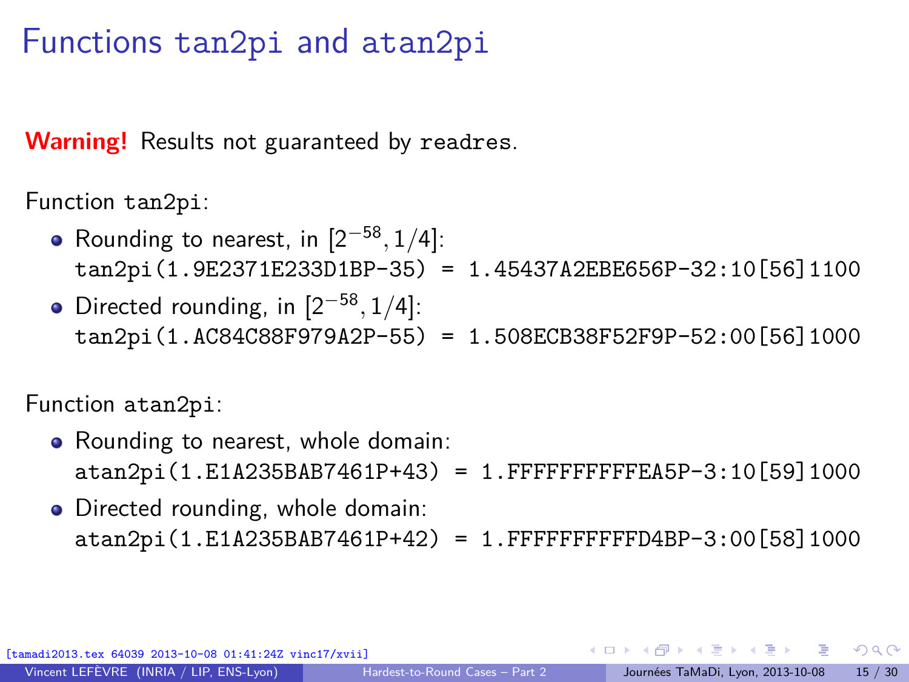# Functions tan2pi and atan2pi

**Warning!** Results not guaranteed by readres.

Function tan2pi:

- Rounding to nearest, in $[2^{-58}, 1/4]$:
  `tan2pi(1.9E2371E233D1BP-35) = 1.45437A2EBE656P-32:10[56]1100`
- Directed rounding, in $[2^{-58}, 1/4]$:
  `tan2pi(1.AC84C88F979A2P-55) = 1.508ECB38F52F9P-52:00[56]1000`

Function atan2pi:

- Rounding to nearest, whole domain:
  `atan2pi(1.E1A235BAB7461P+43) = 1.FFFFFFFFFFEA5P-3:10[59]1000`
- Directed rounding, whole domain:
  `atan2pi(1.E1A235BAB7461P+42) = 1.FFFFFFFFFFD4BP-3:00[58]1000`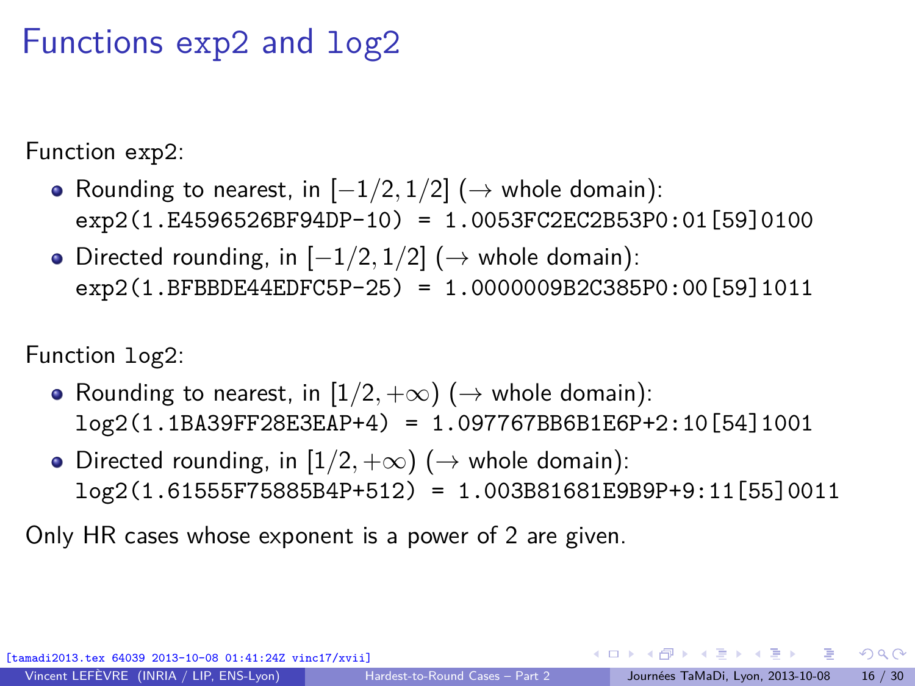# Functions exp2 and log2

Function exp2:

- Rounding to nearest, in $[-1/2, 1/2]$ ($\rightarrow$ whole domain):
  `exp2(1.E4596526BF94DP-10) = 1.0053FC2EC2B53P0:01[59]0100`
- Directed rounding, in $[-1/2, 1/2]$ ($\rightarrow$ whole domain):
  `exp2(1.BFBBDE44EDFC5P-25) = 1.0000009B2C385P0:00[59]1011`

Function log2:

- Rounding to nearest, in $[1/2, +\infty)$ ($\rightarrow$ whole domain):
  `log2(1.1BA39FF28E3EAP+4) = 1.097767BB6B1E6P+2:10[54]1001`
- Directed rounding, in $[1/2, +\infty)$ ($\rightarrow$ whole domain):
  `log2(1.61555F75885B4P+512) = 1.003B81681E9B9P+9:11[55]0011`

Only HR cases whose exponent is a power of 2 are given.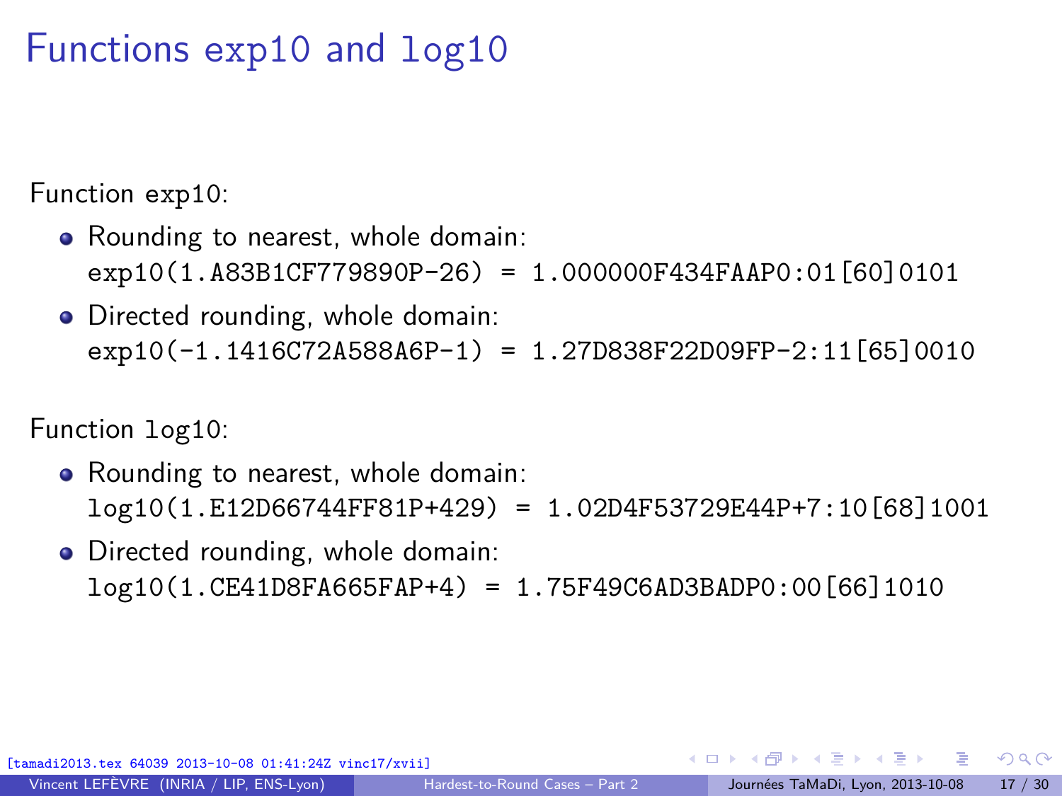# Functions `exp10` and `log10`

Function `exp10`:

- Rounding to nearest, whole domain:
  `exp10(1.A83B1CF779890P-26) = 1.000000F434FAAP0:01[60]0101`
- Directed rounding, whole domain:
  `exp10(-1.1416C72A588A6P-1) = 1.27D838F22D09FP-2:11[65]0010`

Function `log10`:

- Rounding to nearest, whole domain:
  `log10(1.E12D66744FF81P+429) = 1.02D4F53729E44P+7:10[68]1001`
- Directed rounding, whole domain:
  `log10(1.CE41D8FA665FAP+4) = 1.75F49C6AD3BADP0:00[66]1010`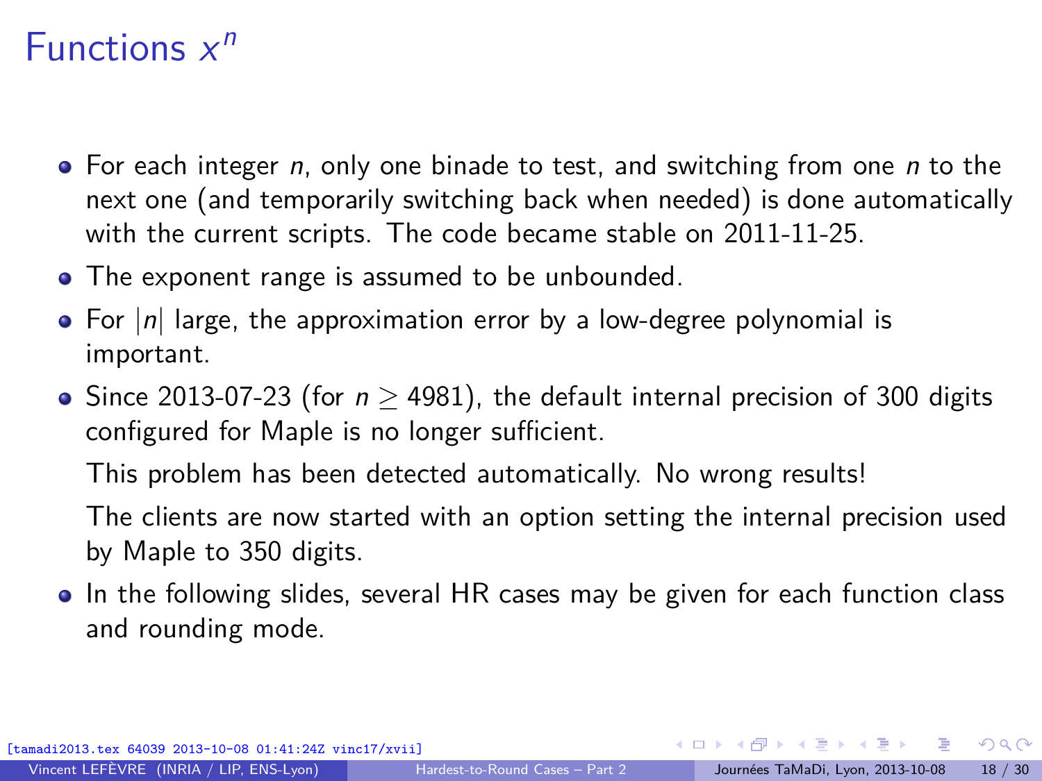# Functions $x^n$

- For each integer $n$, only one binade to test, and switching from one $n$ to the next one (and temporarily switching back when needed) is done automatically with the current scripts. The code became stable on 2011-11-25.
- The exponent range is assumed to be unbounded.
- For $|n|$ large, the approximation error by a low-degree polynomial is important.
- Since 2013-07-23 (for $n \geq 4981$), the default internal precision of 300 digits configured for Maple is no longer sufficient.

  This problem has been detected automatically. No wrong results!

  The clients are now started with an option setting the internal precision used by Maple to 350 digits.
- In the following slides, several HR cases may be given for each function class and rounding mode.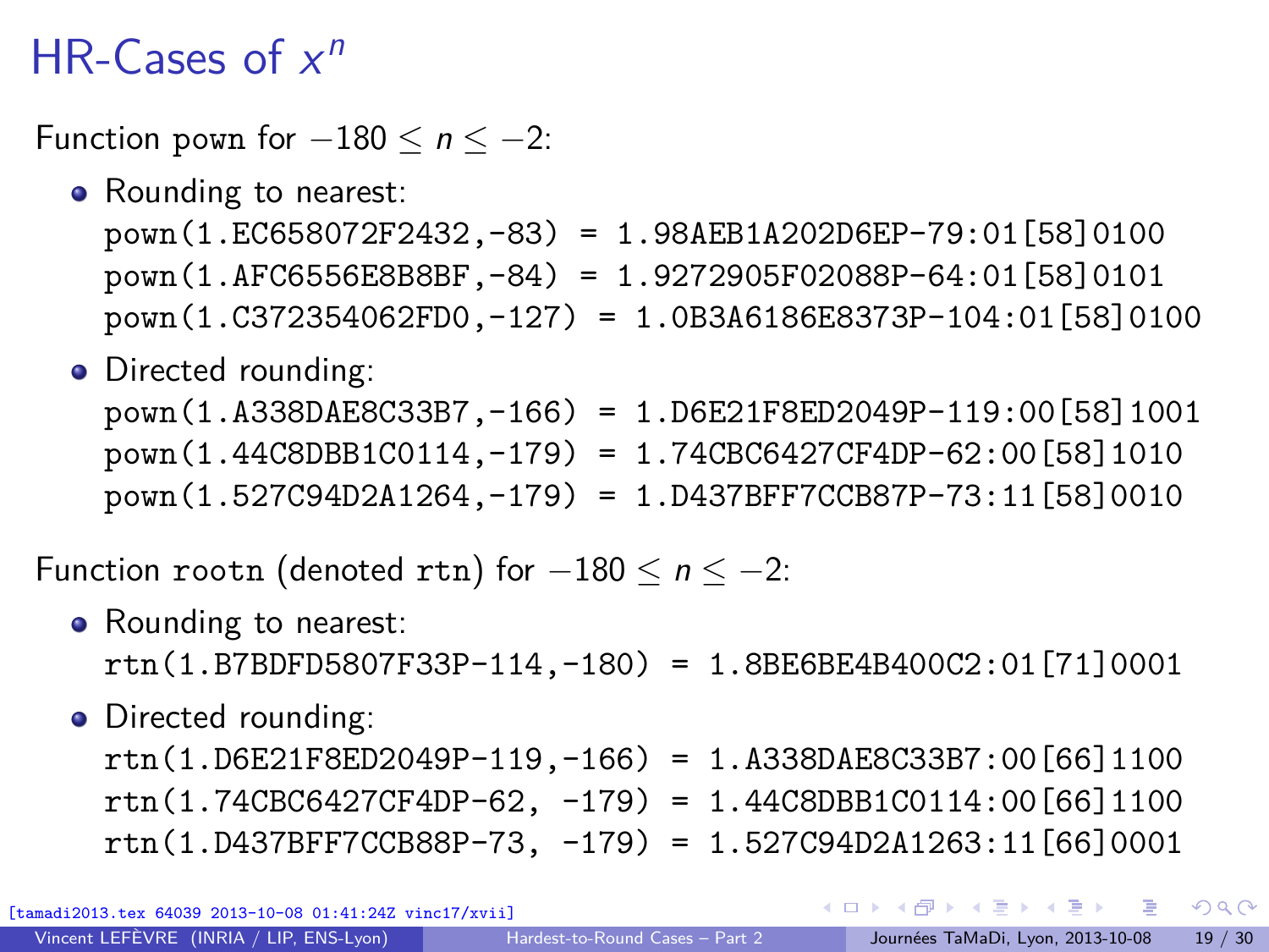# HR-Cases of $x^n$

Function pown for $-180 \leq n \leq -2$:

- Rounding to nearest:

```
pown(1.EC658072F2432,-83) = 1.98AEB1A202D6EP-79:01[58]0100
pown(1.AFC6556E8B8BF,-84) = 1.9272905F02088P-64:01[58]0101
pown(1.C372354062FD0,-127) = 1.0B3A6186E8373P-104:01[58]0100
```

- Directed rounding:

```
pown(1.A338DAE8C33B7,-166) = 1.D6E21F8ED2049P-119:00[58]1001
pown(1.44C8DBB1C0114,-179) = 1.74CBC6427CF4DP-62:00[58]1010
pown(1.527C94D2A1264,-179) = 1.D437BFF7CCB87P-73:11[58]0010
```

Function rootn (denoted rtn) for $-180 \leq n \leq -2$:

- Rounding to nearest:

```
rtn(1.B7BDFD5807F33P-114,-180) = 1.8BE6BE4B400C2:01[71]0001
```

- Directed rounding:

```
rtn(1.D6E21F8ED2049P-119,-166) = 1.A338DAE8C33B7:00[66]1100
rtn(1.74CBC6427CF4DP-62, -179) = 1.44C8DBB1C0114:00[66]1100
rtn(1.D437BFF7CCB88P-73, -179) = 1.527C94D2A1263:11[66]0001
```

[tamadi2013.tex 64039 2013-10-08 01:41:24Z vinc17/xvii]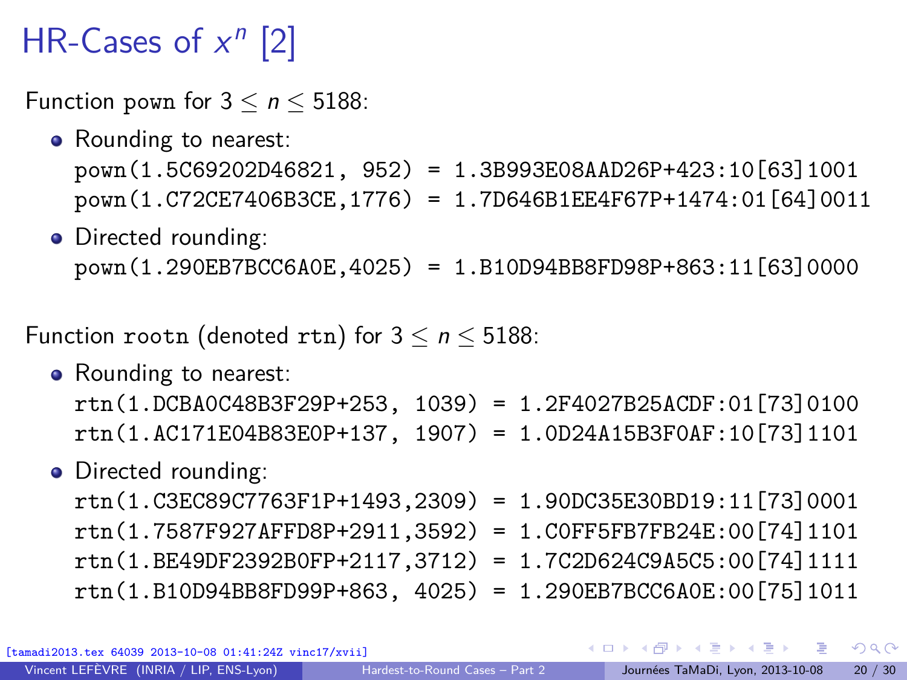# HR-Cases of $x^n$ [2]

Function pown for $3 \leq n \leq 5188$:

- Rounding to nearest:
  ```
  pown(1.5C69202D46821, 952) = 1.3B993E08AAD26P+423:10[63]1001
  pown(1.C72CE7406B3CE,1776) = 1.7D646B1EE4F67P+1474:01[64]0011
  ```
- Directed rounding:
  ```
  pown(1.290EB7BCC6A0E,4025) = 1.B10D94BB8FD98P+863:11[63]0000
  ```

Function rootn (denoted rtn) for $3 \leq n \leq 5188$:

- Rounding to nearest:
  ```
  rtn(1.DCBA0C48B3F29P+253, 1039) = 1.2F4027B25ACDF:01[73]0100
  rtn(1.AC171E04B83E0P+137, 1907) = 1.0D24A15B3F0AF:10[73]1101
  ```
- Directed rounding:
  ```
  rtn(1.C3EC89C7763F1P+1493,2309) = 1.90DC35E30BD19:11[73]0001
  rtn(1.7587F927AFFD8P+2911,3592) = 1.C0FF5FB7FB24E:00[74]1101
  rtn(1.BE49DF2392B0FP+2117,3712) = 1.7C2D624C9A5C5:00[74]1111
  rtn(1.B10D94BB8FD99P+863, 4025) = 1.290EB7BCC6A0E:00[75]1011
  ```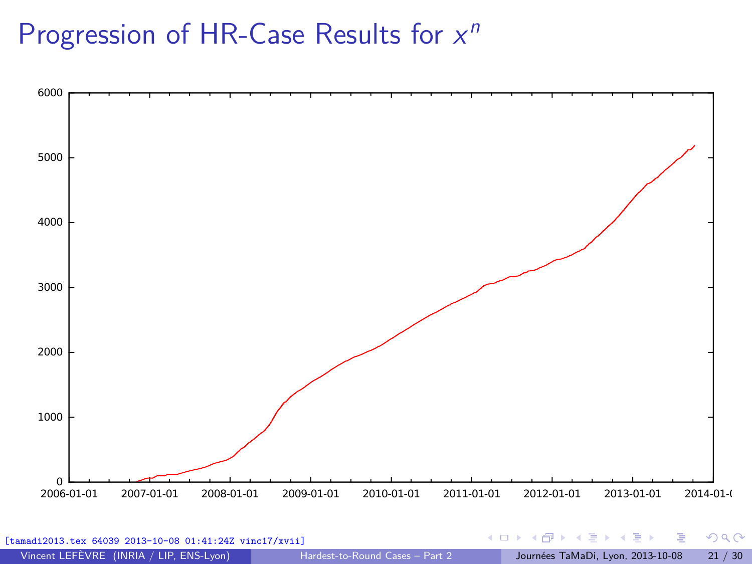# Progression of HR-Case Results for $x^n$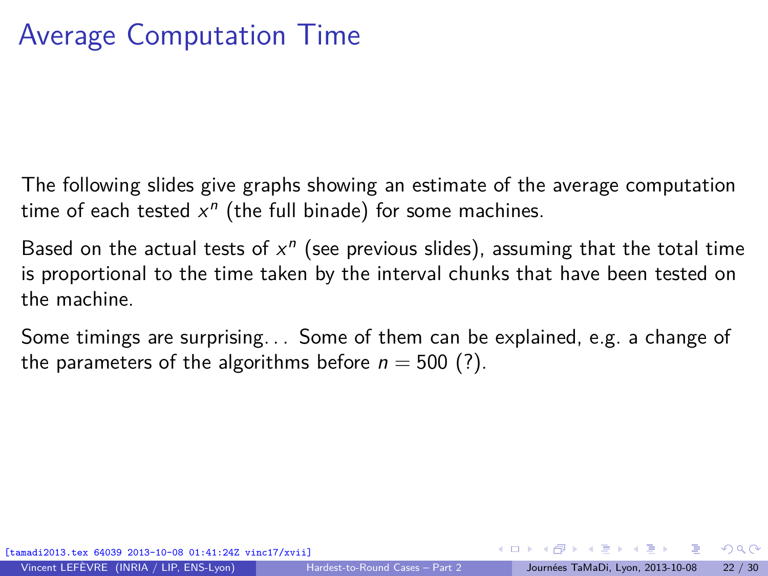# Average Computation Time

The following slides give graphs showing an estimate of the average computation time of each tested $x^n$ (the full binade) for some machines.

Based on the actual tests of $x^n$ (see previous slides), assuming that the total time is proportional to the time taken by the interval chunks that have been tested on the machine.

Some timings are surprising… Some of them can be explained, e.g. a change of the parameters of the algorithms before $n = 500$ (?).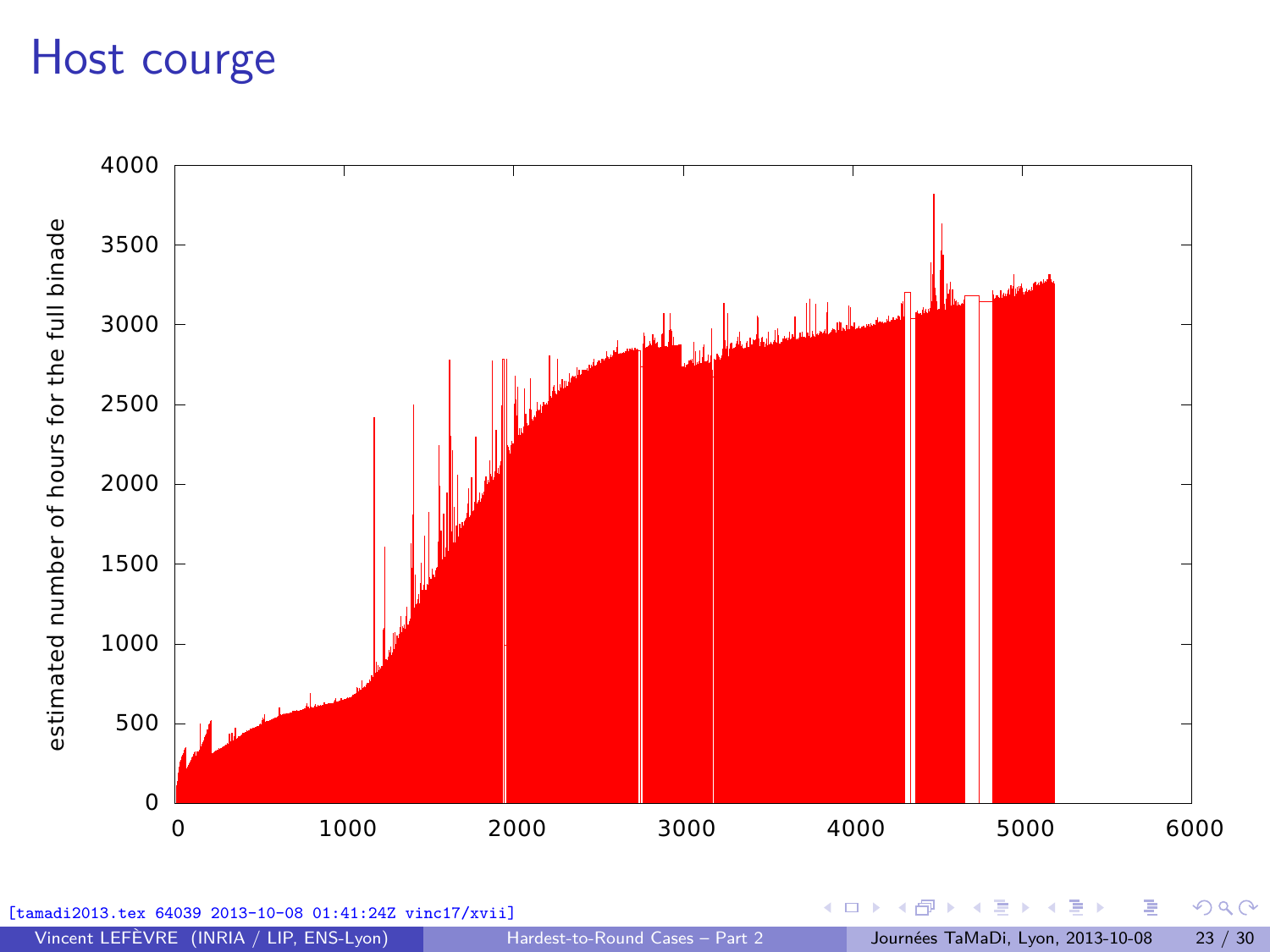# Host courge

[tamadi2013.tex 64039 2013-10-08 01:41:24Z vinc17/xvii]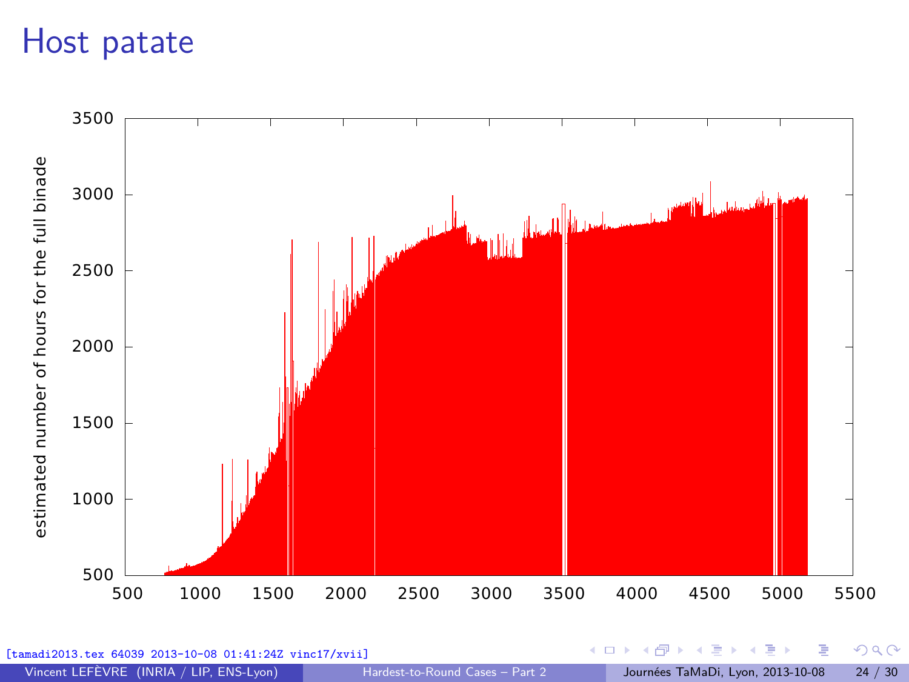# Host patate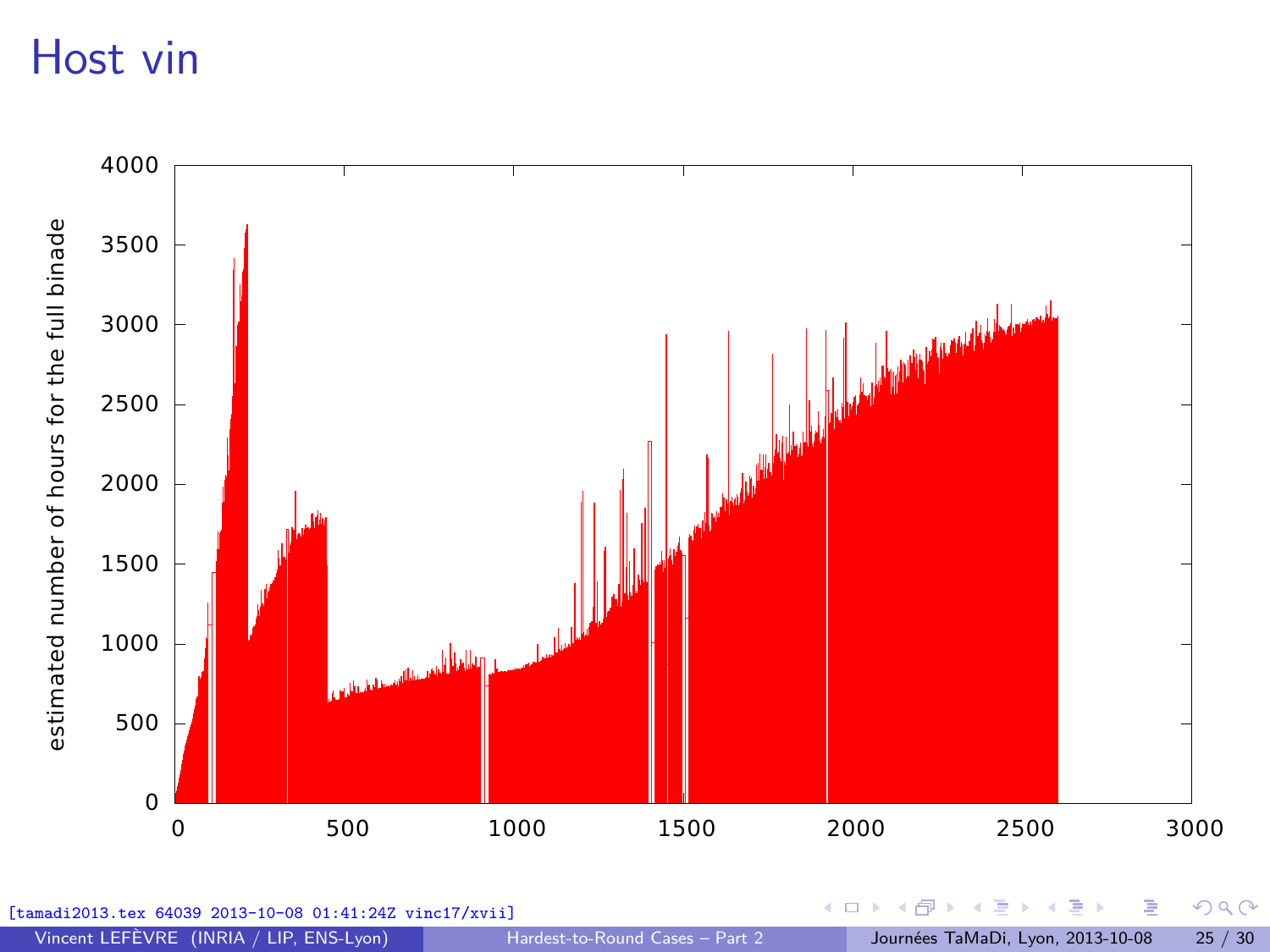# Host vin

estimated number of hours for the full binade

4000, 3500, 3000, 2500, 2000, 1500, 1000, 500, 0

0, 500, 1000, 1500, 2000, 2500, 3000

[tamadi2013.tex 64039 2013-10-08 01:41:24Z vinc17/xvii]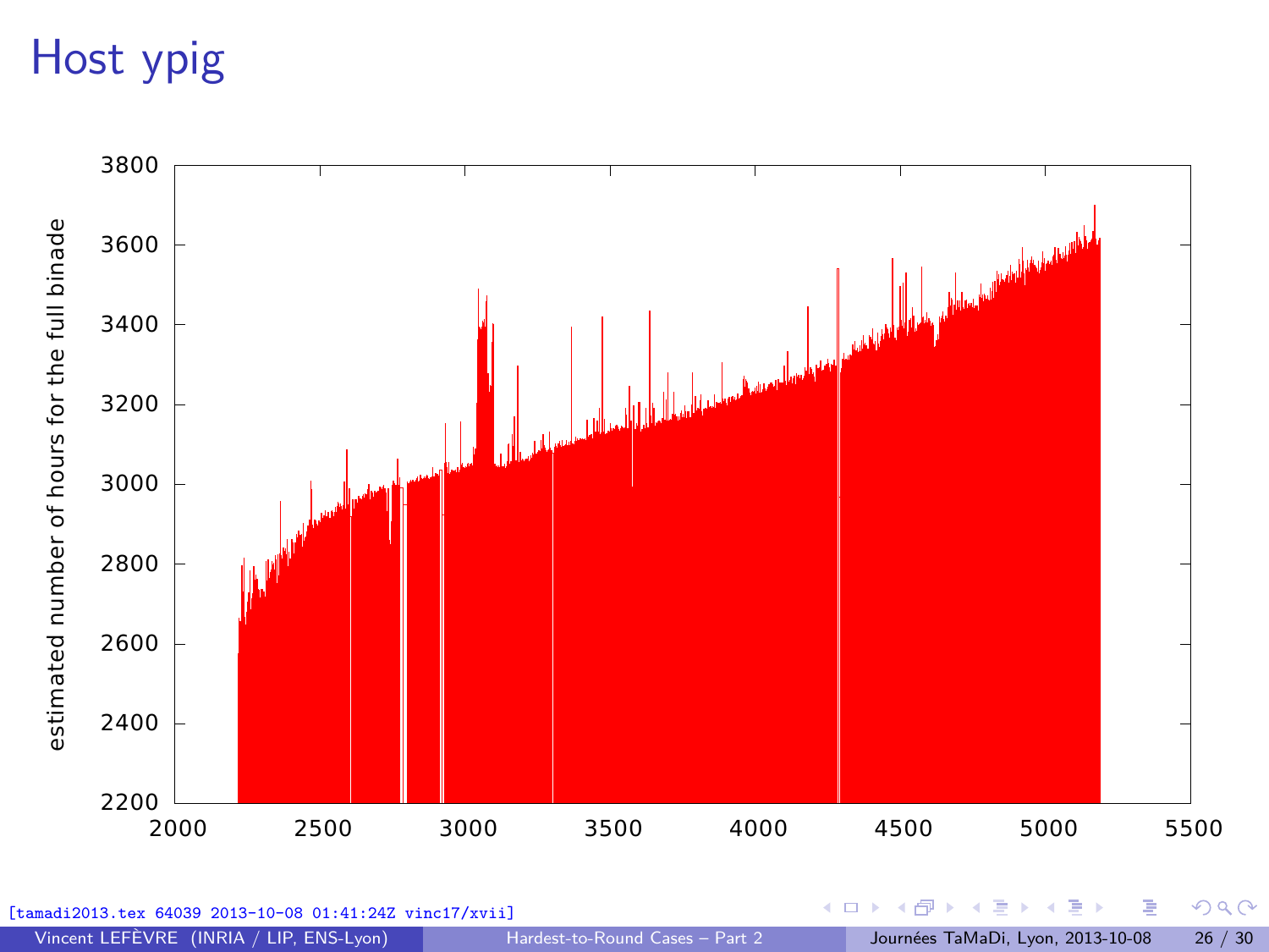# Host ypig

estimated number of hours for the full binade

3800
3600
3400
3200
3000
2800
2600
2400
2200

2000 2500 3000 3500 4000 4500 5000 5500

[tamadi2013.tex 64039 2013-10-08 01:41:24Z vinc17/xvii]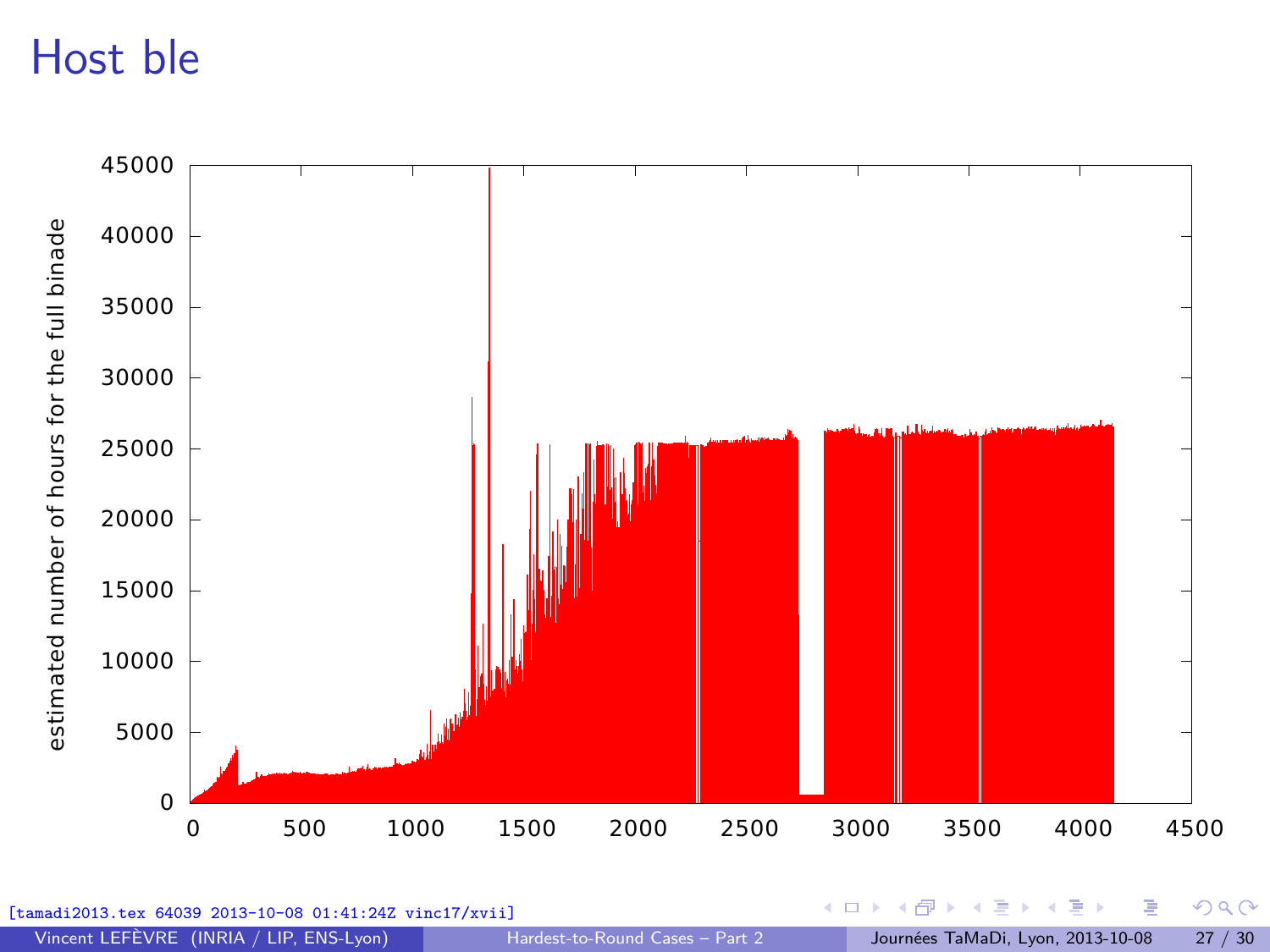# Host ble

estimated number of hours for the full binade

45000
40000
35000
30000
25000
20000
15000
10000
5000
0

0 500 1000 1500 2000 2500 3000 3500 4000 4500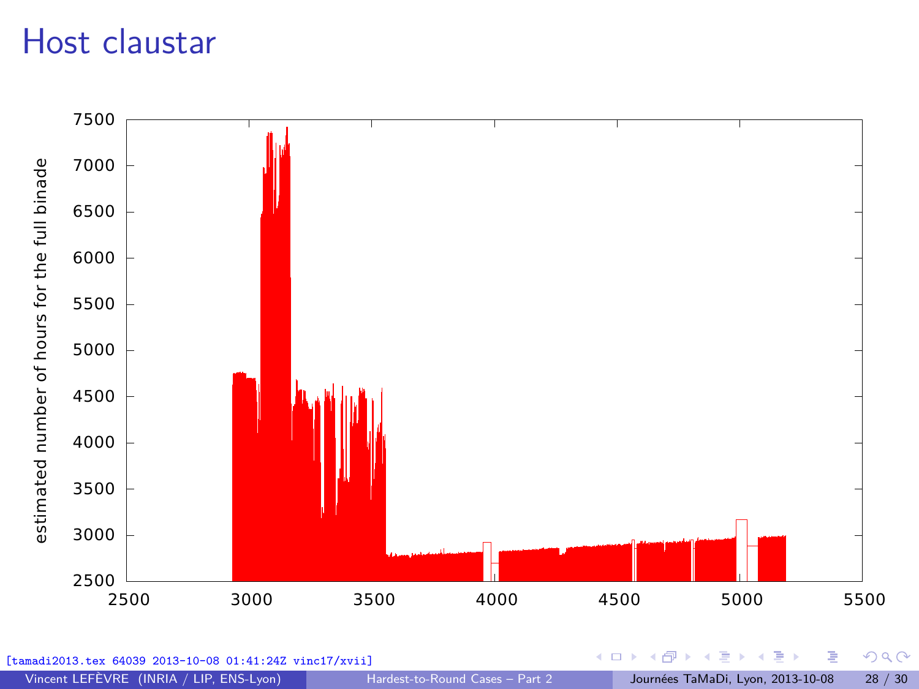# Host claustar

estimated number of hours for the full binade

7500
7000
6500
6000
5500
5000
4500
4000
3500
3000
2500

2500 3000 3500 4000 4500 5000 5500

[tamadi2013.tex 64039 2013-10-08 01:41:24Z vinc17/xvii]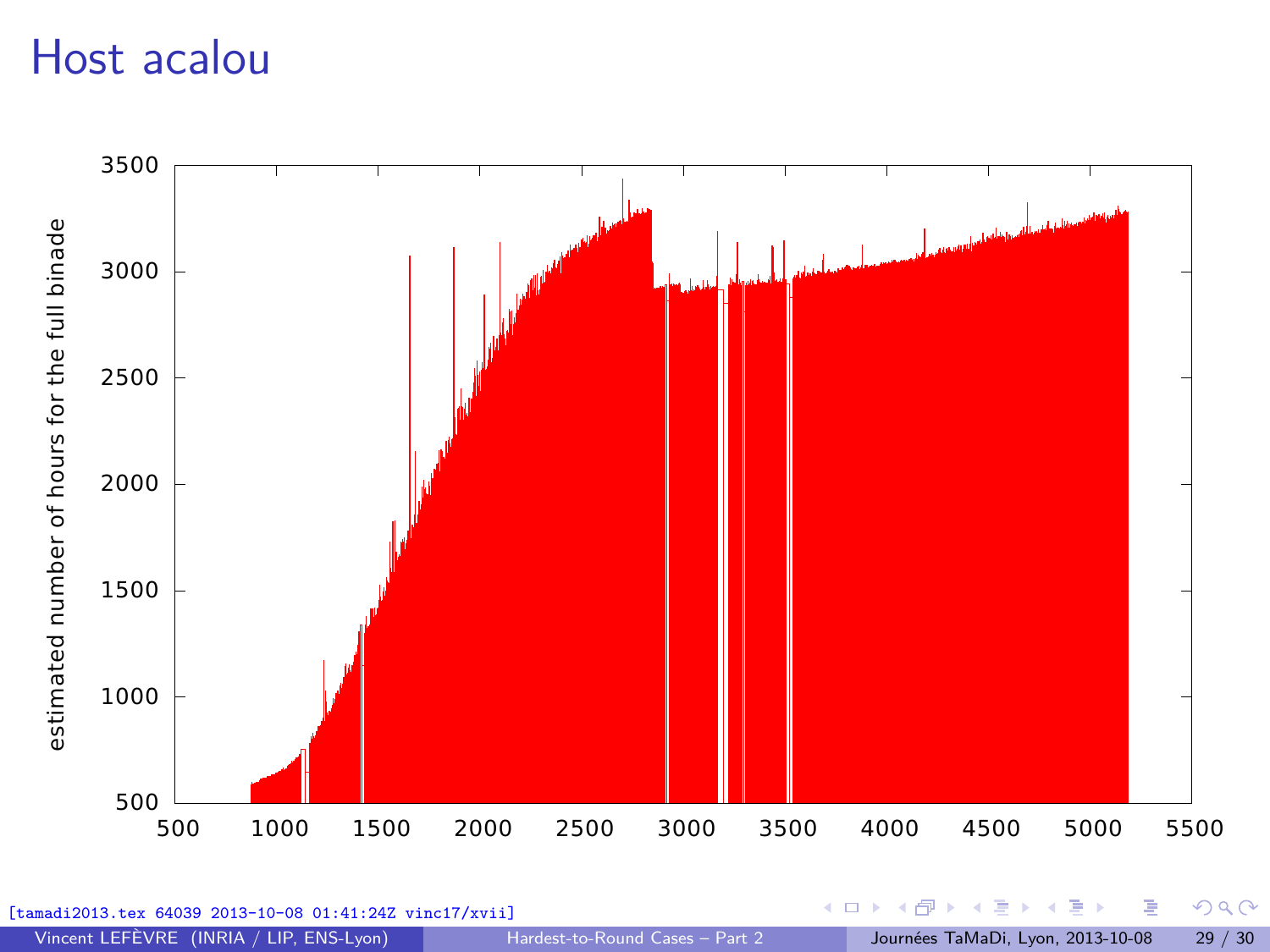# Host acalou

estimated number of hours for the full binade

3500
3000
2500
2000
1500
1000
500

500 1000 1500 2000 2500 3000 3500 4000 4500 5000 5500

[tamadi2013.tex 64039 2013-10-08 01:41:24Z vinc17/xvii]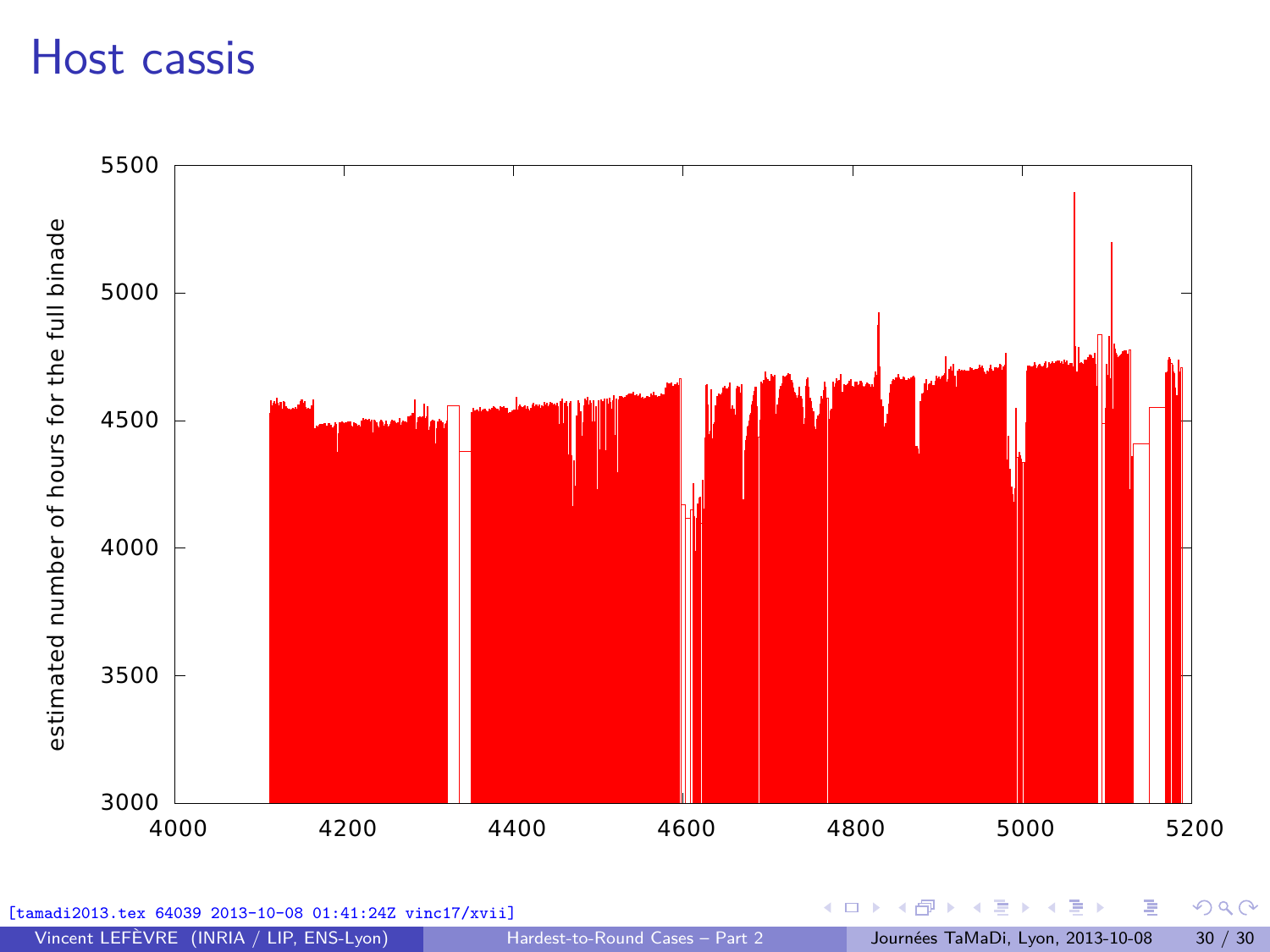# Host cassis

estimated number of hours for the full binade

5500
5000
4500
4000
3500
3000

4000
4200
4400
4600
4800
5000
5200

[tamadi2013.tex 64039 2013-10-08 01:41:24Z vinc17/xvii]